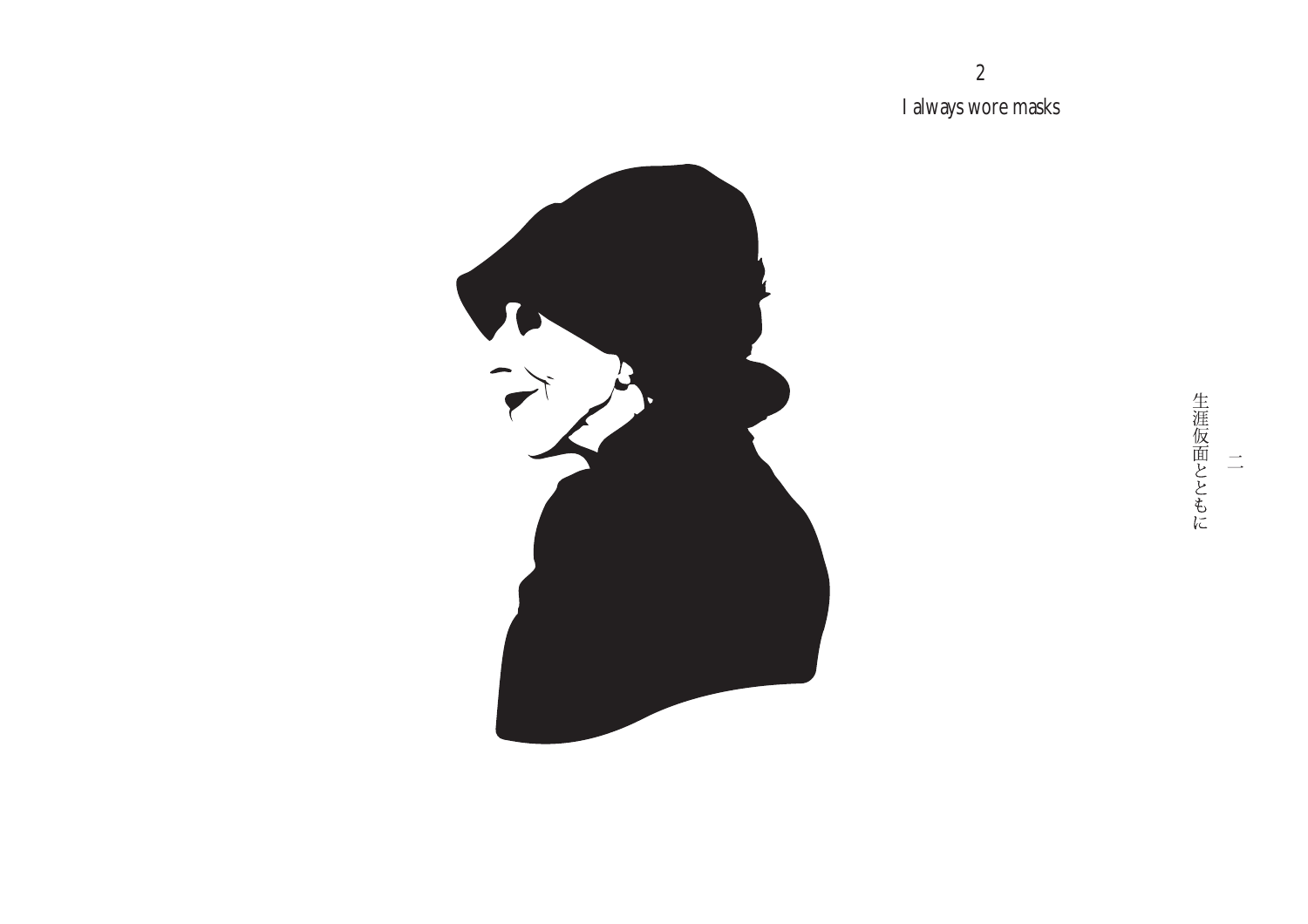## 2

## I always wore masks

二

生涯仮面とともに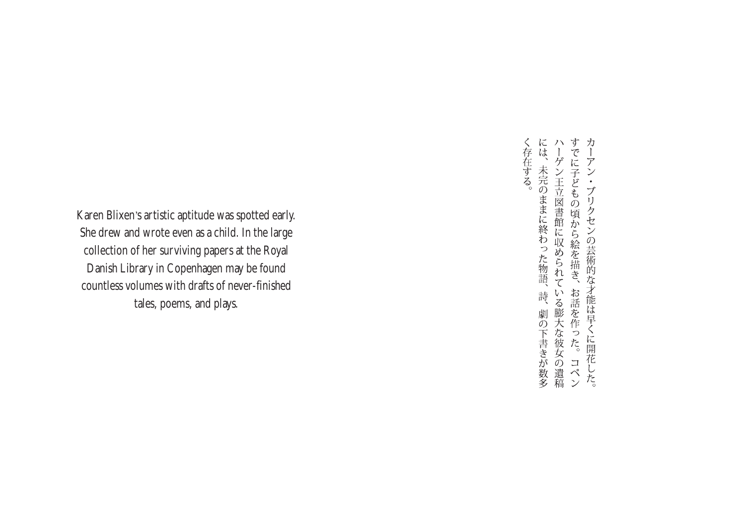Karen Blixen's artistic aptitude was spotted early. She drew and wrote even as a child. In the large collection of her surviving papers at the Royal Danish Library in Copenhagen may be found countless volumes with drafts of never-finished tales, poems, and plays.

カーアン・ブリクセンの芸術的な才能は早くに開花した。すでに子どもの頃から絵を描き、お話を作った。コペンハーゲン王立図書館に収められている膨大な彼女の遺稿には、未完のままに終わった物語、詩、劇の下書きが数多く存在する。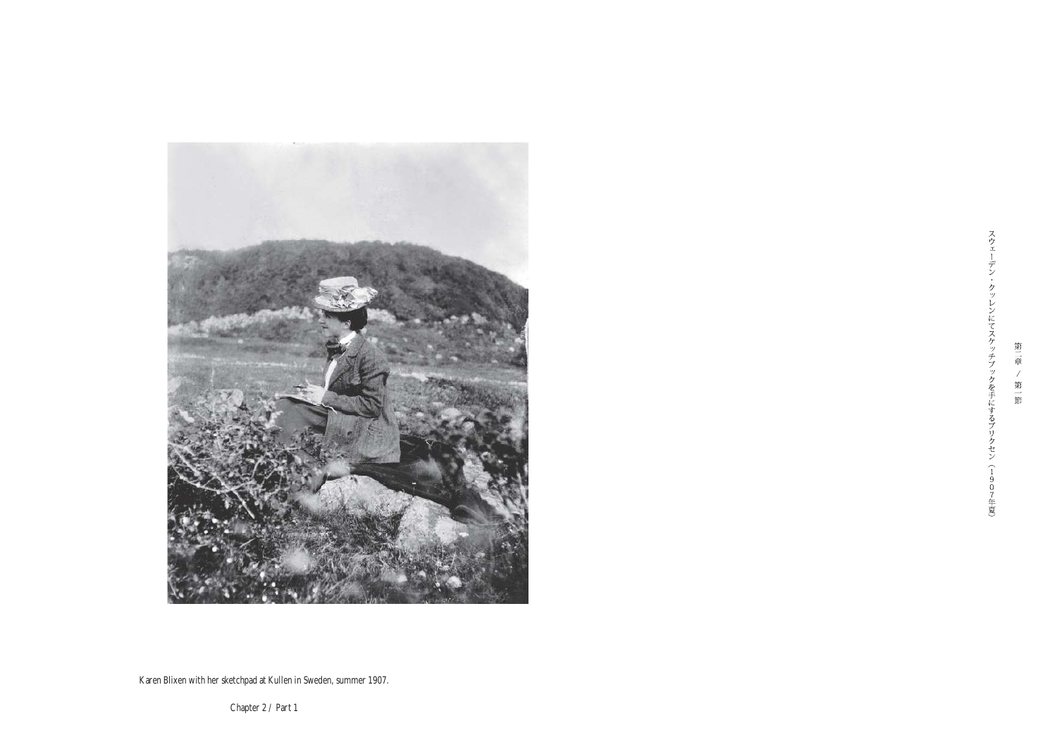Karen Blixen with her sketchpad at Kullen in Sweden, summer 1907.

Chapter 2 / Part 1

第二章 / 第一節

スウェーデン・クッレンにてスケッチブックを手にするブリクセン（1907年夏）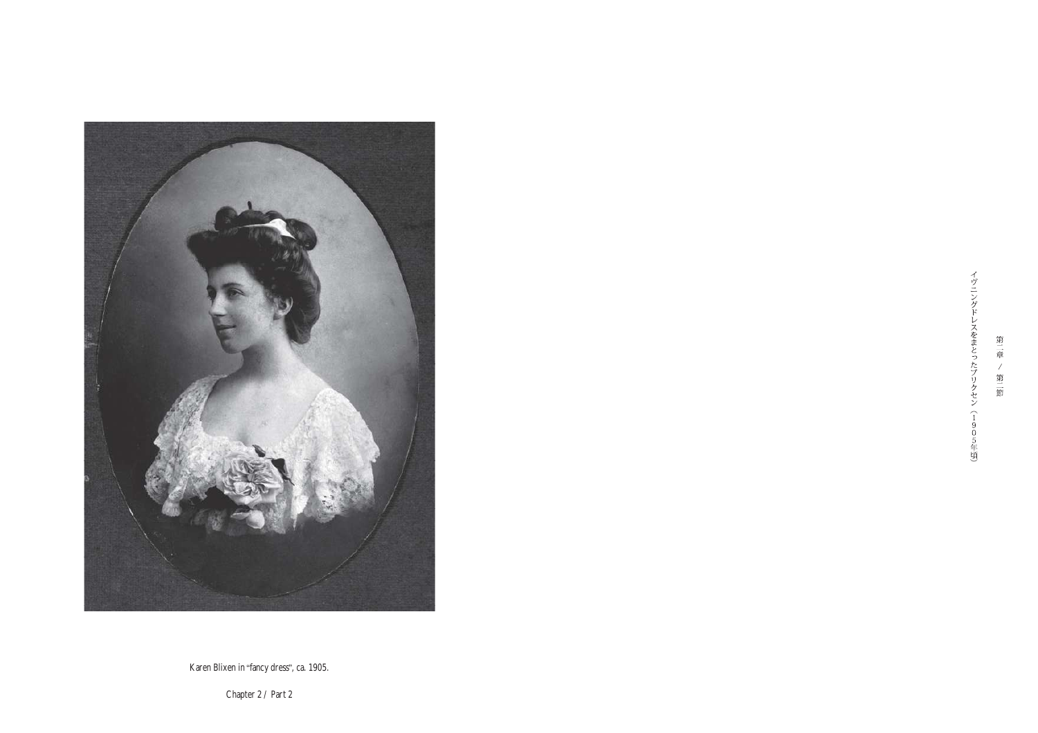Karen Blixen in "fancy dress", ca. 1905.

Chapter 2 / Part 2

第二章 / 第二節

イヴニングドレスをまとったブリクセン（1905年頃）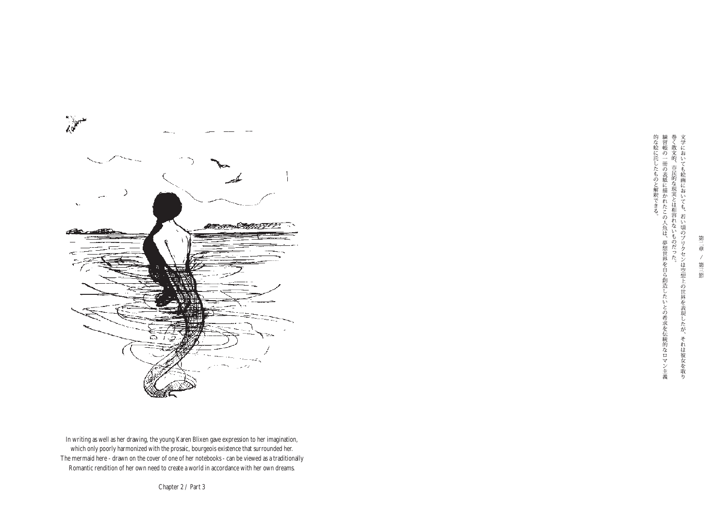In writing as well as her drawing, the young Karen Blixen gave expression to her imagination, which only poorly harmonized with the prosaic, bourgeois existence that surrounded her. The mermaid here - drawn on the cover of one of her notebooks - can be viewed as a traditionally Romantic rendition of her own need to create a world in accordance with her own dreams.

Chapter 2 / Part 3

第二章 / 第三節

文学においても絵画においても、若い頃のブリクセンは空想上の世界を表現したが、それは彼女を取り巻く散文的、市民的な現実とは相容れないものだった。

練習帳の一冊の表紙に描かれたこの人魚は、夢想世界を自ら創造したいとの希求を伝統的なロマン主義的な絵に託したものと解釈できる。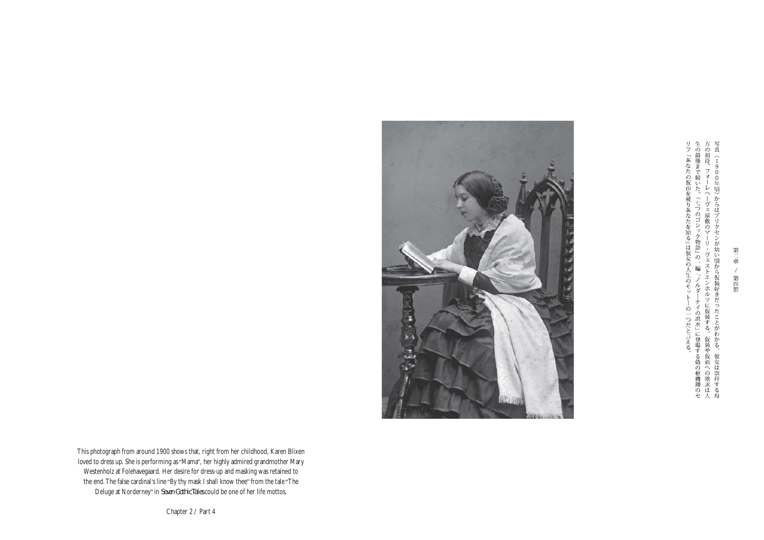第二章 / 第四節

写真（１９００年頃）からはブリクセンが幼い頃から仮装好きだったことがわかる。彼女は崇拝する母方の祖母、フォーレヘーヴェ屋敷のマーリ・ヴェストエンホルツに仮装する。仮装や仮面への欲求は人生の最後まで続いた。『七つのゴシック物語』の一編「ノルダーナイの洪水」に登場する偽の枢機卿のセリフ「あなたの仮面を被りあなたを知る」は彼女の人生のモットーの一つだと言える。

This photograph from around 1900 shows that, right from her childhood, Karen Blixen loved to dress up. She is performing as "Mama", her highly admired grandmother Mary Westenholz at Folehavegaard. Her desire for dress-up and masking was retained to the end. The false cardinal's line "By thy mask I shall know thee" from the tale "The Deluge at Norderney" in *Seven Gothic Tales* could be one of her life mottos.

Chapter 2 / Part 4